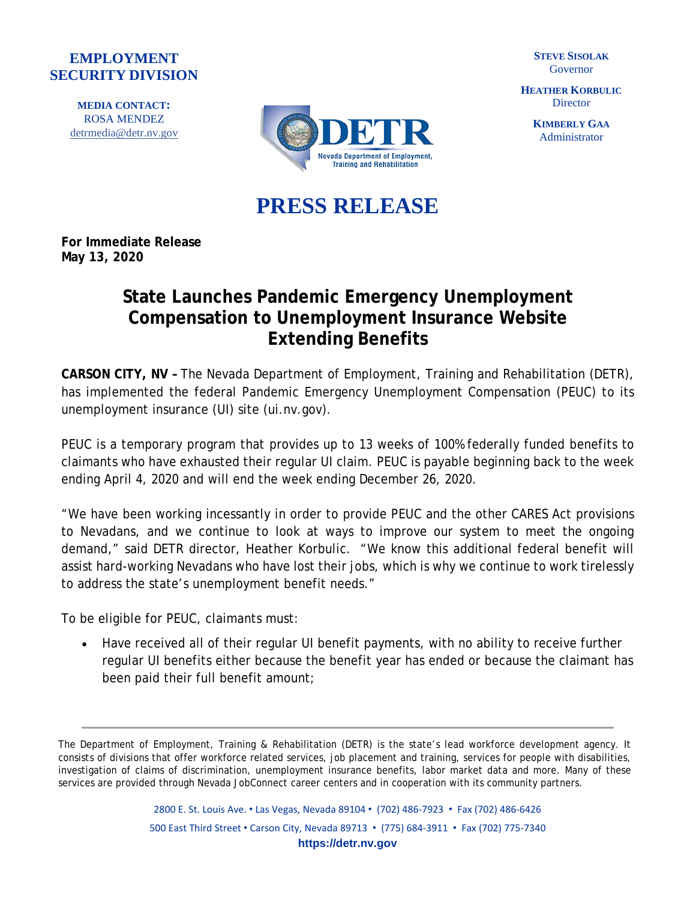**EMPLOYMENT SECURITY DIVISION**

**MEDIA CONTACT:**
ROSA MENDEZ
detrmedia@detr.nv.gov

DETR
Nevada Department of Employment, Training and Rehabilitation

**STEVE SISOLAK**
Governor

**HEATHER KORBULIC**
Director

**KIMBERLY GAA**
Administrator

# PRESS RELEASE

**For Immediate Release**
**May 13, 2020**

## State Launches Pandemic Emergency Unemployment Compensation to Unemployment Insurance Website Extending Benefits

**CARSON CITY, NV –** The Nevada Department of Employment, Training and Rehabilitation (DETR), has implemented the federal Pandemic Emergency Unemployment Compensation (PEUC) to its unemployment insurance (UI) site (ui.nv.gov).

PEUC is a temporary program that provides up to 13 weeks of 100% federally funded benefits to claimants who have exhausted their regular UI claim. PEUC is payable beginning back to the week ending April 4, 2020 and will end the week ending December 26, 2020.

"We have been working incessantly in order to provide PEUC and the other CARES Act provisions to Nevadans, and we continue to look at ways to improve our system to meet the ongoing demand," said DETR director, Heather Korbulic. "We know this additional federal benefit will assist hard-working Nevadans who have lost their jobs, which is why we continue to work tirelessly to address the state's unemployment benefit needs."

To be eligible for PEUC, claimants must:

- Have received all of their regular UI benefit payments, with no ability to receive further regular UI benefits either because the benefit year has ended or because the claimant has been paid their full benefit amount;

---

The Department of Employment, Training & Rehabilitation (DETR) is the state's lead workforce development agency. It consists of divisions that offer workforce related services, job placement and training, services for people with disabilities, investigation of claims of discrimination, unemployment insurance benefits, labor market data and more. Many of these services are provided through Nevada JobConnect career centers and in cooperation with its community partners.

2800 E. St. Louis Ave. • Las Vegas, Nevada 89104 • (702) 486-7923 • Fax (702) 486-6426
500 East Third Street • Carson City, Nevada 89713 • (775) 684-3911 • Fax (702) 775-7340
**https://detr.nv.gov**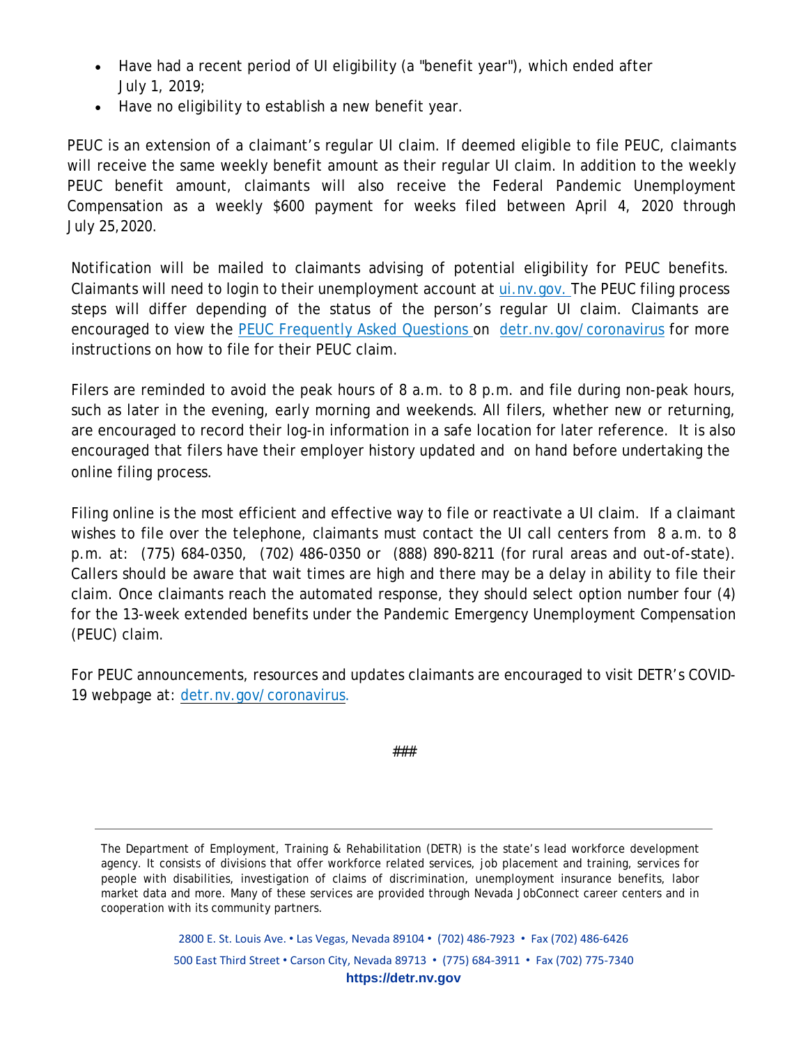- Have had a recent period of UI eligibility (a "benefit year"), which ended after July 1, 2019;
- Have no eligibility to establish a new benefit year.

PEUC is an extension of a claimant's regular UI claim. If deemed eligible to file PEUC, claimants will receive the same weekly benefit amount as their regular UI claim. In addition to the weekly PEUC benefit amount, claimants will also receive the Federal Pandemic Unemployment Compensation as a weekly $600 payment for weeks filed between April 4, 2020 through July 25,2020.

Notification will be mailed to claimants advising of potential eligibility for PEUC benefits. Claimants will need to login to their unemployment account at ui.nv.gov. The PEUC filing process steps will differ depending of the status of the person's regular UI claim. Claimants are encouraged to view the PEUC Frequently Asked Questions on detr.nv.gov/coronavirus for more instructions on how to file for their PEUC claim.

Filers are reminded to avoid the peak hours of 8 a.m. to 8 p.m. and file during non-peak hours, such as later in the evening, early morning and weekends. All filers, whether new or returning, are encouraged to record their log-in information in a safe location for later reference. It is also encouraged that filers have their employer history updated and on hand before undertaking the online filing process.

Filing online is the most efficient and effective way to file or reactivate a UI claim. If a claimant wishes to file over the telephone, claimants must contact the UI call centers from 8 a.m. to 8 p.m. at: (775) 684-0350, (702) 486-0350 or (888) 890-8211 (for rural areas and out-of-state). Callers should be aware that wait times are high and there may be a delay in ability to file their claim. Once claimants reach the automated response, they should select option number four (4) for the 13-week extended benefits under the Pandemic Emergency Unemployment Compensation (PEUC) claim.

For PEUC announcements, resources and updates claimants are encouraged to visit DETR's COVID-19 webpage at: detr.nv.gov/coronavirus.

###

The Department of Employment, Training & Rehabilitation (DETR) is the state's lead workforce development agency. It consists of divisions that offer workforce related services, job placement and training, services for people with disabilities, investigation of claims of discrimination, unemployment insurance benefits, labor market data and more. Many of these services are provided through Nevada JobConnect career centers and in cooperation with its community partners.

2800 E. St. Louis Ave. • Las Vegas, Nevada 89104 • (702) 486-7923 • Fax (702) 486-6426

500 East Third Street • Carson City, Nevada 89713 • (775) 684-3911 • Fax (702) 775-7340

**https://detr.nv.gov**